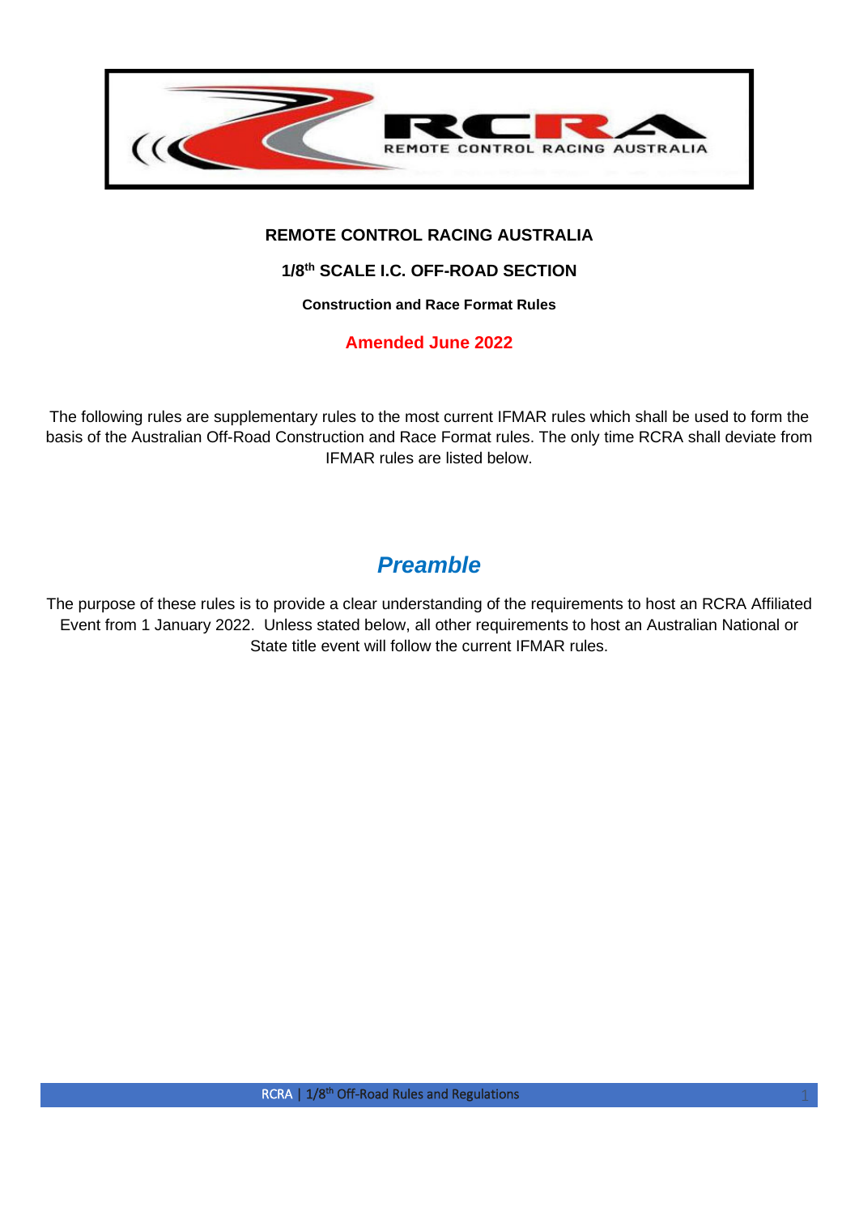**REMOTE CONTROL RACING AUSTRALIA**

**1/8th SCALE I.C. OFF-ROAD SECTION**

**Construction and Race Format Rules**

**Amended June 2022**

The following rules are supplementary rules to the most current IFMAR rules which shall be used to form the basis of the Australian Off-Road Construction and Race Format rules. The only time RCRA shall deviate from IFMAR rules are listed below.

## *Preamble*

The purpose of these rules is to provide a clear understanding of the requirements to host an RCRA Affiliated Event from 1 January 2022. Unless stated below, all other requirements to host an Australian National or State title event will follow the current IFMAR rules.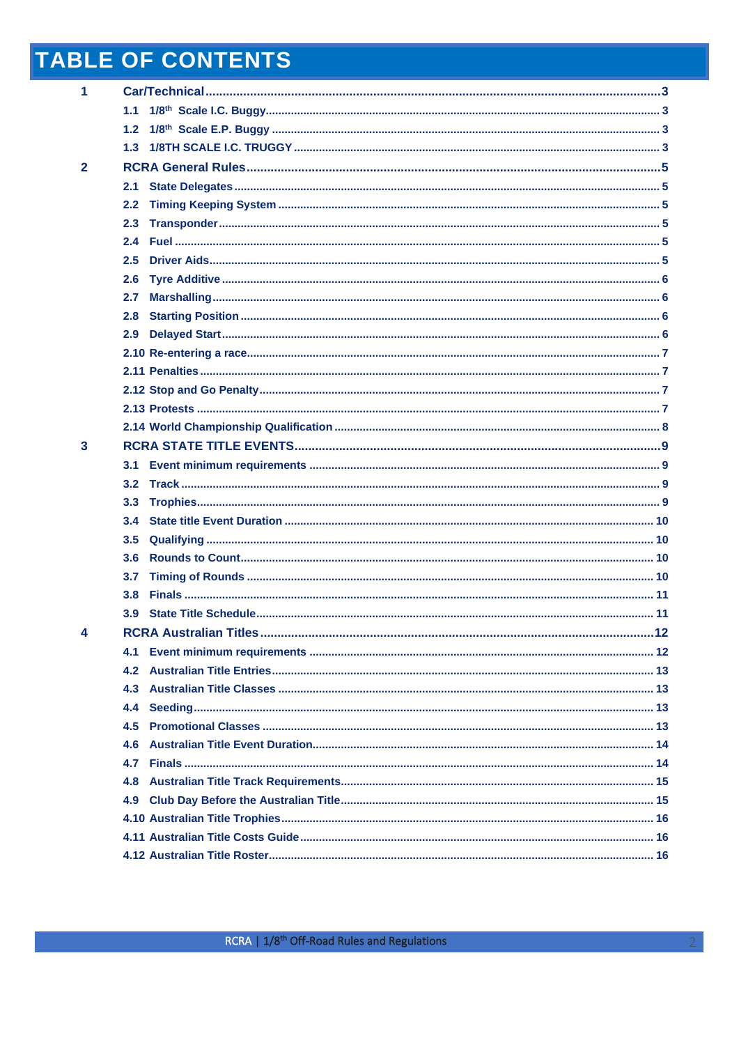# TABLE OF CONTENTS

1 Car/Technical ........ 3
- 1.1 1/8th Scale I.C. Buggy ........ 3
- 1.2 1/8th Scale E.P. Buggy ........ 3
- 1.3 1/8TH SCALE I.C. TRUGGY ........ 3

2 RCRA General Rules ........ 5
- 2.1 State Delegates ........ 5
- 2.2 Timing Keeping System ........ 5
- 2.3 Transponder ........ 5
- 2.4 Fuel ........ 5
- 2.5 Driver Aids ........ 5
- 2.6 Tyre Additive ........ 6
- 2.7 Marshalling ........ 6
- 2.8 Starting Position ........ 6
- 2.9 Delayed Start ........ 6
- 2.10 Re-entering a race ........ 7
- 2.11 Penalties ........ 7
- 2.12 Stop and Go Penalty ........ 7
- 2.13 Protests ........ 7
- 2.14 World Championship Qualification ........ 8

3 RCRA STATE TITLE EVENTS ........ 9
- 3.1 Event minimum requirements ........ 9
- 3.2 Track ........ 9
- 3.3 Trophies ........ 9
- 3.4 State title Event Duration ........ 10
- 3.5 Qualifying ........ 10
- 3.6 Rounds to Count ........ 10
- 3.7 Timing of Rounds ........ 10
- 3.8 Finals ........ 11
- 3.9 State Title Schedule ........ 11

4 RCRA Australian Titles ........ 12
- 4.1 Event minimum requirements ........ 12
- 4.2 Australian Title Entries ........ 13
- 4.3 Australian Title Classes ........ 13
- 4.4 Seeding ........ 13
- 4.5 Promotional Classes ........ 13
- 4.6 Australian Title Event Duration ........ 14
- 4.7 Finals ........ 14
- 4.8 Australian Title Track Requirements ........ 15
- 4.9 Club Day Before the Australian Title ........ 15
- 4.10 Australian Title Trophies ........ 16
- 4.11 Australian Title Costs Guide ........ 16
- 4.12 Australian Title Roster ........ 16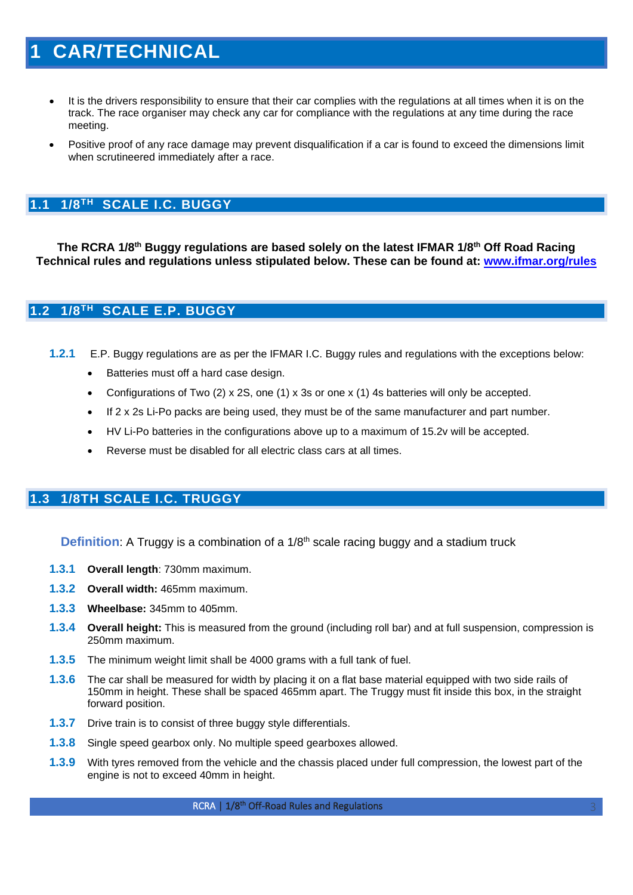# 1 CAR/TECHNICAL

- It is the drivers responsibility to ensure that their car complies with the regulations at all times when it is on the track. The race organiser may check any car for compliance with the regulations at any time during the race meeting.
- Positive proof of any race damage may prevent disqualification if a car is found to exceed the dimensions limit when scrutineered immediately after a race.

## 1.1 1/8TH SCALE I.C. BUGGY

**The RCRA 1/8th Buggy regulations are based solely on the latest IFMAR 1/8th Off Road Racing Technical rules and regulations unless stipulated below. These can be found at: [www.ifmar.org/rules](www.ifmar.org/rules)**

## 1.2 1/8TH SCALE E.P. BUGGY

**1.2.1** E.P. Buggy regulations are as per the IFMAR I.C. Buggy rules and regulations with the exceptions below:

- Batteries must off a hard case design.
- Configurations of Two (2) x 2S, one (1) x 3s or one x (1) 4s batteries will only be accepted.
- If 2 x 2s Li-Po packs are being used, they must be of the same manufacturer and part number.
- HV Li-Po batteries in the configurations above up to a maximum of 15.2v will be accepted.
- Reverse must be disabled for all electric class cars at all times.

## 1.3 1/8TH SCALE I.C. TRUGGY

**Definition**: A Truggy is a combination of a 1/8th scale racing buggy and a stadium truck

**1.3.1** **Overall length**: 730mm maximum.

**1.3.2** **Overall width:** 465mm maximum.

**1.3.3** **Wheelbase:** 345mm to 405mm.

**1.3.4** **Overall height:** This is measured from the ground (including roll bar) and at full suspension, compression is 250mm maximum.

**1.3.5** The minimum weight limit shall be 4000 grams with a full tank of fuel.

**1.3.6** The car shall be measured for width by placing it on a flat base material equipped with two side rails of 150mm in height. These shall be spaced 465mm apart. The Truggy must fit inside this box, in the straight forward position.

**1.3.7** Drive train is to consist of three buggy style differentials.

**1.3.8** Single speed gearbox only. No multiple speed gearboxes allowed.

**1.3.9** With tyres removed from the vehicle and the chassis placed under full compression, the lowest part of the engine is not to exceed 40mm in height.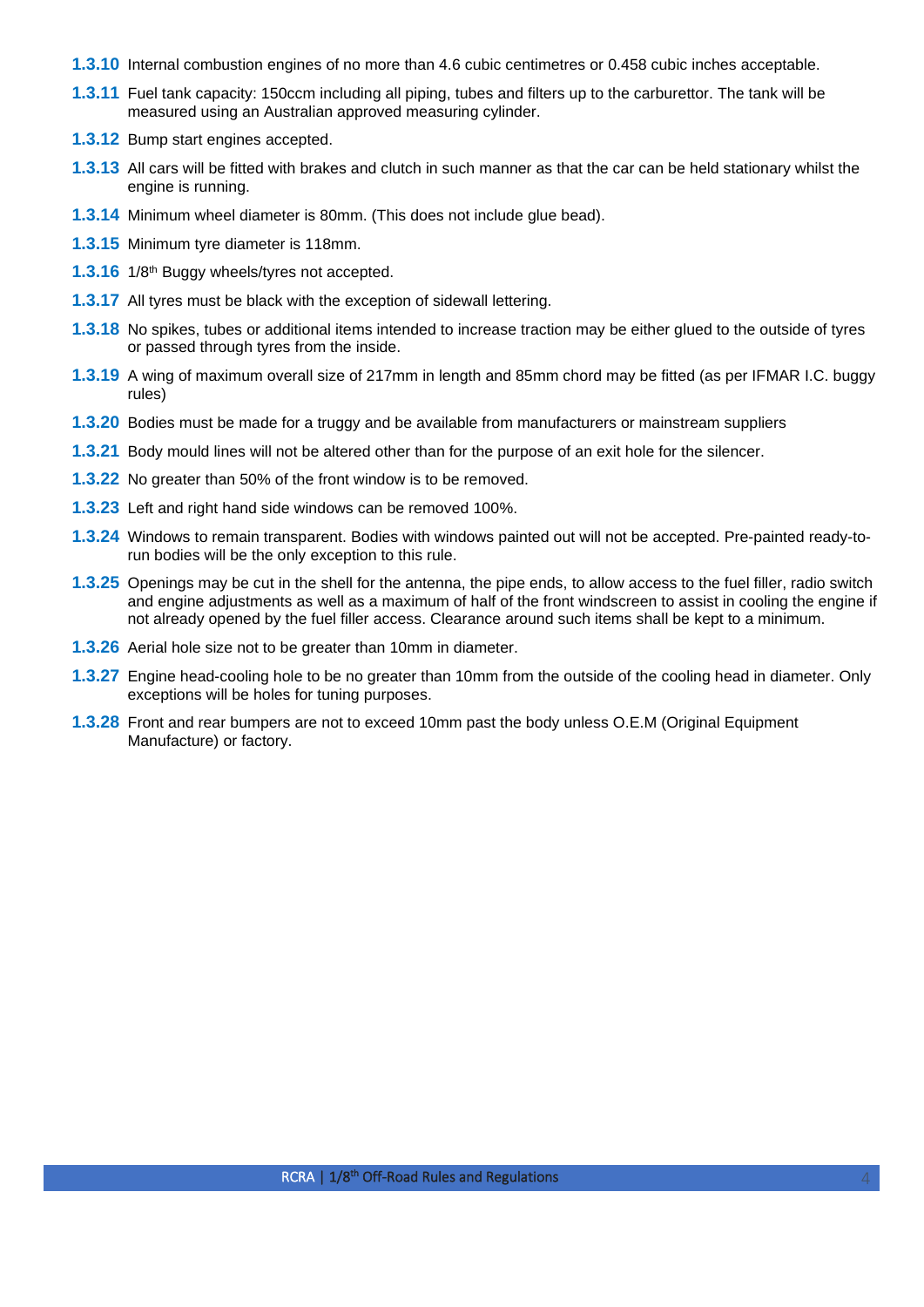**1.3.10** Internal combustion engines of no more than 4.6 cubic centimetres or 0.458 cubic inches acceptable.

**1.3.11** Fuel tank capacity: 150ccm including all piping, tubes and filters up to the carburettor. The tank will be measured using an Australian approved measuring cylinder.

**1.3.12** Bump start engines accepted.

**1.3.13** All cars will be fitted with brakes and clutch in such manner as that the car can be held stationary whilst the engine is running.

**1.3.14** Minimum wheel diameter is 80mm. (This does not include glue bead).

**1.3.15** Minimum tyre diameter is 118mm.

**1.3.16** 1/8th Buggy wheels/tyres not accepted.

**1.3.17** All tyres must be black with the exception of sidewall lettering.

**1.3.18** No spikes, tubes or additional items intended to increase traction may be either glued to the outside of tyres or passed through tyres from the inside.

**1.3.19** A wing of maximum overall size of 217mm in length and 85mm chord may be fitted (as per IFMAR I.C. buggy rules)

**1.3.20** Bodies must be made for a truggy and be available from manufacturers or mainstream suppliers

**1.3.21** Body mould lines will not be altered other than for the purpose of an exit hole for the silencer.

**1.3.22** No greater than 50% of the front window is to be removed.

**1.3.23** Left and right hand side windows can be removed 100%.

**1.3.24** Windows to remain transparent. Bodies with windows painted out will not be accepted. Pre-painted ready-to-run bodies will be the only exception to this rule.

**1.3.25** Openings may be cut in the shell for the antenna, the pipe ends, to allow access to the fuel filler, radio switch and engine adjustments as well as a maximum of half of the front windscreen to assist in cooling the engine if not already opened by the fuel filler access. Clearance around such items shall be kept to a minimum.

**1.3.26** Aerial hole size not to be greater than 10mm in diameter.

**1.3.27** Engine head-cooling hole to be no greater than 10mm from the outside of the cooling head in diameter. Only exceptions will be holes for tuning purposes.

**1.3.28** Front and rear bumpers are not to exceed 10mm past the body unless O.E.M (Original Equipment Manufacture) or factory.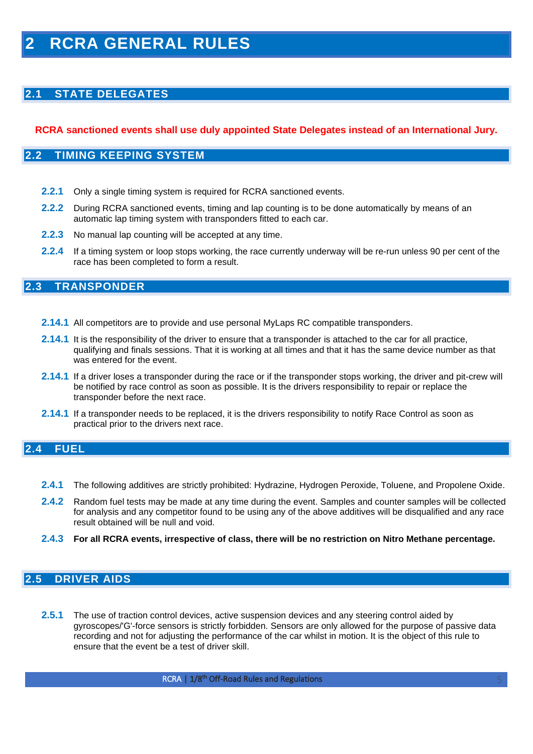# 2 RCRA GENERAL RULES

## 2.1 STATE DELEGATES

**RCRA sanctioned events shall use duly appointed State Delegates instead of an International Jury.**

## 2.2 TIMING KEEPING SYSTEM

**2.2.1** Only a single timing system is required for RCRA sanctioned events.

**2.2.2** During RCRA sanctioned events, timing and lap counting is to be done automatically by means of an automatic lap timing system with transponders fitted to each car.

**2.2.3** No manual lap counting will be accepted at any time.

**2.2.4** If a timing system or loop stops working, the race currently underway will be re-run unless 90 per cent of the race has been completed to form a result.

## 2.3 TRANSPONDER

**2.14.1** All competitors are to provide and use personal MyLaps RC compatible transponders.

**2.14.1** It is the responsibility of the driver to ensure that a transponder is attached to the car for all practice, qualifying and finals sessions. That it is working at all times and that it has the same device number as that was entered for the event.

**2.14.1** If a driver loses a transponder during the race or if the transponder stops working, the driver and pit-crew will be notified by race control as soon as possible. It is the drivers responsibility to repair or replace the transponder before the next race.

**2.14.1** If a transponder needs to be replaced, it is the drivers responsibility to notify Race Control as soon as practical prior to the drivers next race.

## 2.4 FUEL

**2.4.1** The following additives are strictly prohibited: Hydrazine, Hydrogen Peroxide, Toluene, and Propolene Oxide.

**2.4.2** Random fuel tests may be made at any time during the event. Samples and counter samples will be collected for analysis and any competitor found to be using any of the above additives will be disqualified and any race result obtained will be null and void.

**2.4.3** **For all RCRA events, irrespective of class, there will be no restriction on Nitro Methane percentage.**

## 2.5 DRIVER AIDS

**2.5.1** The use of traction control devices, active suspension devices and any steering control aided by gyroscopes/'G'-force sensors is strictly forbidden. Sensors are only allowed for the purpose of passive data recording and not for adjusting the performance of the car whilst in motion. It is the object of this rule to ensure that the event be a test of driver skill.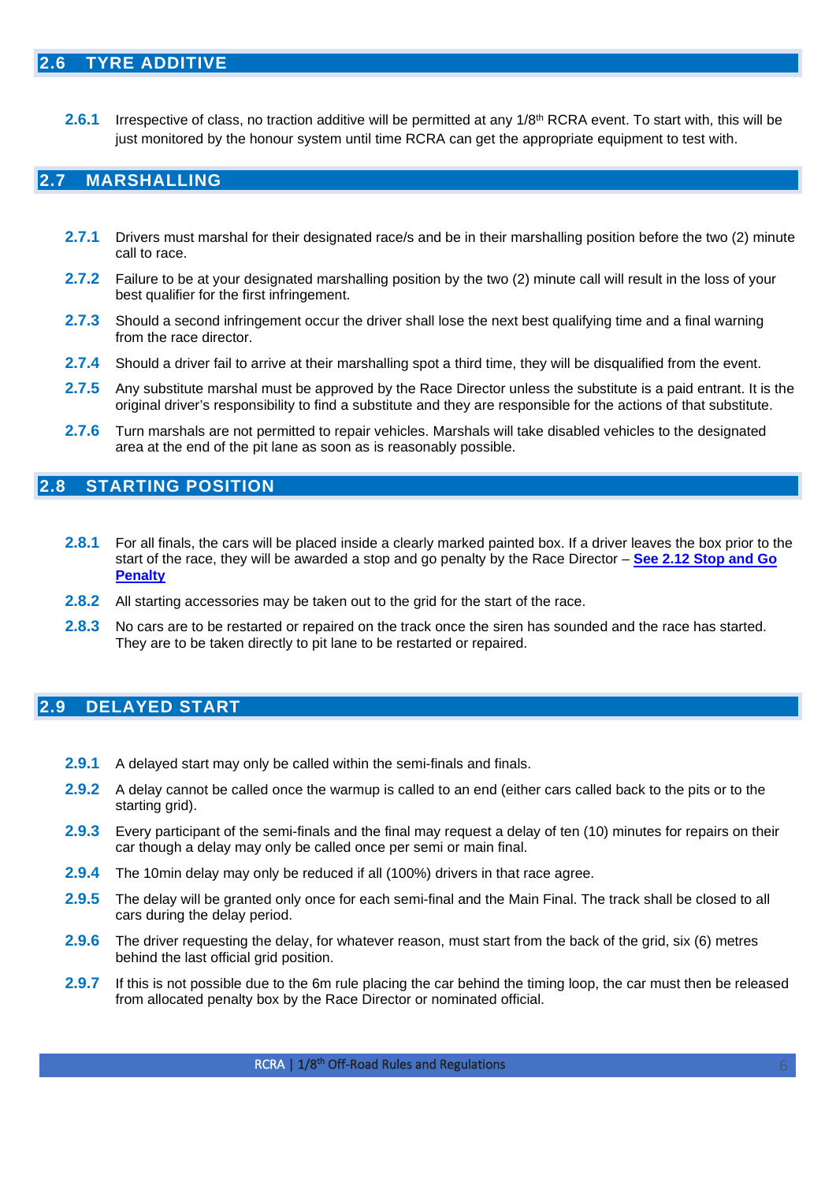## 2.6 TYRE ADDITIVE

**2.6.1** Irrespective of class, no traction additive will be permitted at any 1/8th RCRA event. To start with, this will be just monitored by the honour system until time RCRA can get the appropriate equipment to test with.

## 2.7 MARSHALLING

**2.7.1** Drivers must marshal for their designated race/s and be in their marshalling position before the two (2) minute call to race.

**2.7.2** Failure to be at your designated marshalling position by the two (2) minute call will result in the loss of your best qualifier for the first infringement.

**2.7.3** Should a second infringement occur the driver shall lose the next best qualifying time and a final warning from the race director.

**2.7.4** Should a driver fail to arrive at their marshalling spot a third time, they will be disqualified from the event.

**2.7.5** Any substitute marshal must be approved by the Race Director unless the substitute is a paid entrant. It is the original driver's responsibility to find a substitute and they are responsible for the actions of that substitute.

**2.7.6** Turn marshals are not permitted to repair vehicles. Marshals will take disabled vehicles to the designated area at the end of the pit lane as soon as is reasonably possible.

## 2.8 STARTING POSITION

**2.8.1** For all finals, the cars will be placed inside a clearly marked painted box. If a driver leaves the box prior to the start of the race, they will be awarded a stop and go penalty by the Race Director – **See 2.12 Stop and Go Penalty**

**2.8.2** All starting accessories may be taken out to the grid for the start of the race.

**2.8.3** No cars are to be restarted or repaired on the track once the siren has sounded and the race has started. They are to be taken directly to pit lane to be restarted or repaired.

## 2.9 DELAYED START

**2.9.1** A delayed start may only be called within the semi-finals and finals.

**2.9.2** A delay cannot be called once the warmup is called to an end (either cars called back to the pits or to the starting grid).

**2.9.3** Every participant of the semi-finals and the final may request a delay of ten (10) minutes for repairs on their car though a delay may only be called once per semi or main final.

**2.9.4** The 10min delay may only be reduced if all (100%) drivers in that race agree.

**2.9.5** The delay will be granted only once for each semi-final and the Main Final. The track shall be closed to all cars during the delay period.

**2.9.6** The driver requesting the delay, for whatever reason, must start from the back of the grid, six (6) metres behind the last official grid position.

**2.9.7** If this is not possible due to the 6m rule placing the car behind the timing loop, the car must then be released from allocated penalty box by the Race Director or nominated official.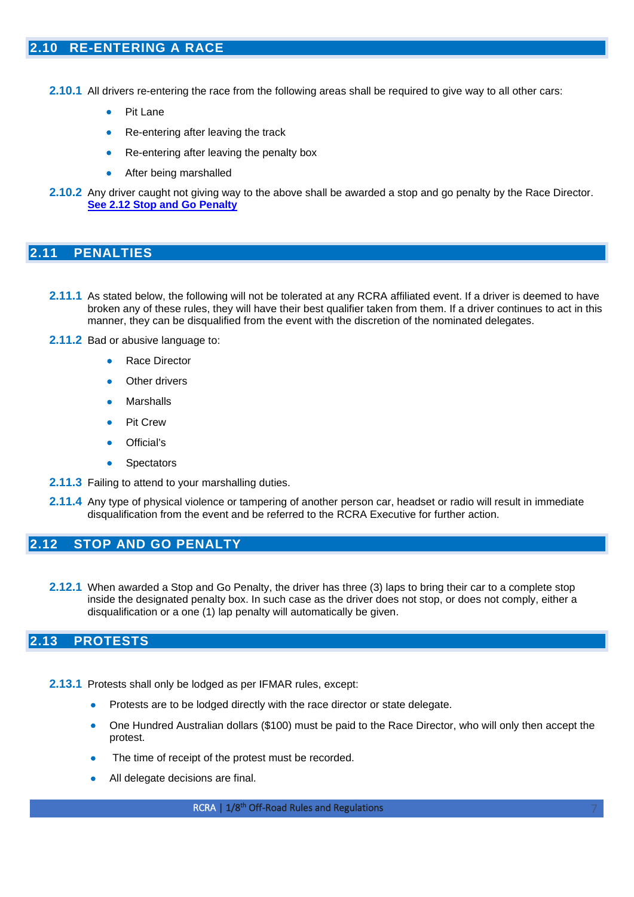## 2.10 RE-ENTERING A RACE

**2.10.1** All drivers re-entering the race from the following areas shall be required to give way to all other cars:

- Pit Lane
- Re-entering after leaving the track
- Re-entering after leaving the penalty box
- After being marshalled

**2.10.2** Any driver caught not giving way to the above shall be awarded a stop and go penalty by the Race Director. **See 2.12 Stop and Go Penalty**

## 2.11 PENALTIES

**2.11.1** As stated below, the following will not be tolerated at any RCRA affiliated event. If a driver is deemed to have broken any of these rules, they will have their best qualifier taken from them. If a driver continues to act in this manner, they can be disqualified from the event with the discretion of the nominated delegates.

**2.11.2** Bad or abusive language to:

- Race Director
- Other drivers
- Marshalls
- Pit Crew
- Official's
- Spectators

**2.11.3** Failing to attend to your marshalling duties.

**2.11.4** Any type of physical violence or tampering of another person car, headset or radio will result in immediate disqualification from the event and be referred to the RCRA Executive for further action.

## 2.12 STOP AND GO PENALTY

**2.12.1** When awarded a Stop and Go Penalty, the driver has three (3) laps to bring their car to a complete stop inside the designated penalty box. In such case as the driver does not stop, or does not comply, either a disqualification or a one (1) lap penalty will automatically be given.

## 2.13 PROTESTS

**2.13.1** Protests shall only be lodged as per IFMAR rules, except:

- Protests are to be lodged directly with the race director or state delegate.
- One Hundred Australian dollars ($100) must be paid to the Race Director, who will only then accept the protest.
- The time of receipt of the protest must be recorded.
- All delegate decisions are final.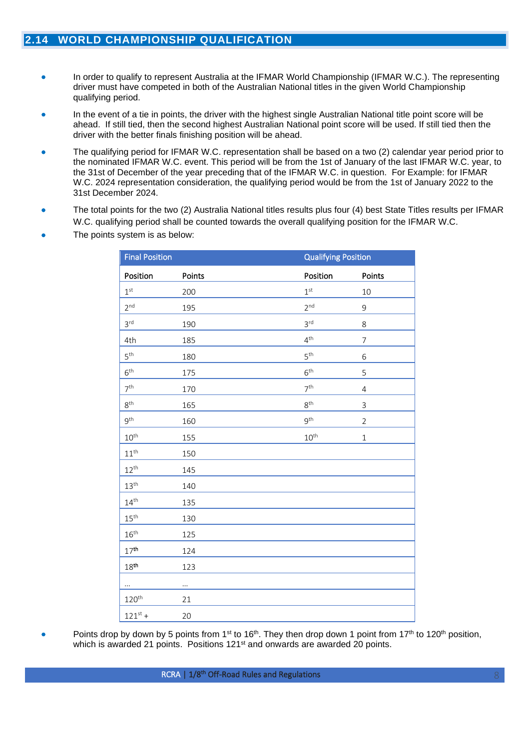## 2.14 WORLD CHAMPIONSHIP QUALIFICATION

- In order to qualify to represent Australia at the IFMAR World Championship (IFMAR W.C.). The representing driver must have competed in both of the Australian National titles in the given World Championship qualifying period.
- In the event of a tie in points, the driver with the highest single Australian National title point score will be ahead. If still tied, then the second highest Australian National point score will be used. If still tied then the driver with the better finals finishing position will be ahead.
- The qualifying period for IFMAR W.C. representation shall be based on a two (2) calendar year period prior to the nominated IFMAR W.C. event. This period will be from the 1st of January of the last IFMAR W.C. year, to the 31st of December of the year preceding that of the IFMAR W.C. in question. For Example: for IFMAR W.C. 2024 representation consideration, the qualifying period would be from the 1st of January 2022 to the 31st December 2024.
- The total points for the two (2) Australia National titles results plus four (4) best State Titles results per IFMAR W.C. qualifying period shall be counted towards the overall qualifying position for the IFMAR W.C.
- The points system is as below:

| Final Position | | Qualifying Position | |
|---|---|---|---|
| Position | Points | Position | Points |
| 1st | 200 | 1st | 10 |
| 2nd | 195 | 2nd | 9 |
| 3rd | 190 | 3rd | 8 |
| 4th | 185 | 4th | 7 |
| 5th | 180 | 5th | 6 |
| 6th | 175 | 6th | 5 |
| 7th | 170 | 7th | 4 |
| 8th | 165 | 8th | 3 |
| 9th | 160 | 9th | 2 |
| 10th | 155 | 10th | 1 |
| 11th | 150 | | |
| 12th | 145 | | |
| 13th | 140 | | |
| 14th | 135 | | |
| 15th | 130 | | |
| 16th | 125 | | |
| 17th | 124 | | |
| 18th | 123 | | |
| … | … | | |
| 120th | 21 | | |
| 121st + | 20 | | |

- Points drop by down by 5 points from 1st to 16th. They then drop down 1 point from 17th to 120th position, which is awarded 21 points. Positions 121st and onwards are awarded 20 points.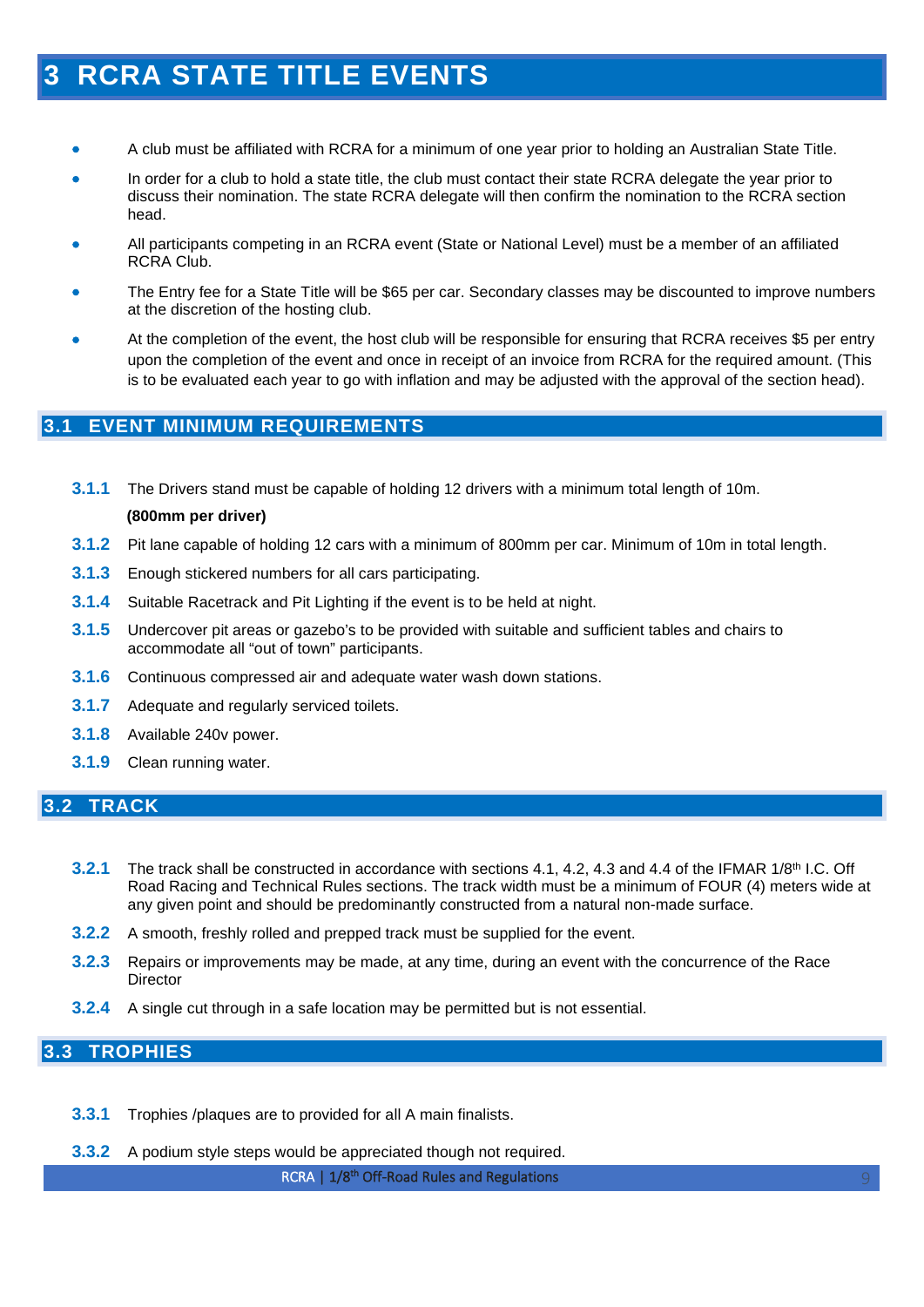# 3 RCRA STATE TITLE EVENTS

- A club must be affiliated with RCRA for a minimum of one year prior to holding an Australian State Title.
- In order for a club to hold a state title, the club must contact their state RCRA delegate the year prior to discuss their nomination. The state RCRA delegate will then confirm the nomination to the RCRA section head.
- All participants competing in an RCRA event (State or National Level) must be a member of an affiliated RCRA Club.
- The Entry fee for a State Title will be $65 per car. Secondary classes may be discounted to improve numbers at the discretion of the hosting club.
- At the completion of the event, the host club will be responsible for ensuring that RCRA receives $5 per entry upon the completion of the event and once in receipt of an invoice from RCRA for the required amount. (This is to be evaluated each year to go with inflation and may be adjusted with the approval of the section head).

## 3.1 EVENT MINIMUM REQUIREMENTS

**3.1.1** The Drivers stand must be capable of holding 12 drivers with a minimum total length of 10m.

**(800mm per driver)**

**3.1.2** Pit lane capable of holding 12 cars with a minimum of 800mm per car. Minimum of 10m in total length.

**3.1.3** Enough stickered numbers for all cars participating.

**3.1.4** Suitable Racetrack and Pit Lighting if the event is to be held at night.

**3.1.5** Undercover pit areas or gazebo's to be provided with suitable and sufficient tables and chairs to accommodate all "out of town" participants.

**3.1.6** Continuous compressed air and adequate water wash down stations.

**3.1.7** Adequate and regularly serviced toilets.

**3.1.8** Available 240v power.

**3.1.9** Clean running water.

## 3.2 TRACK

**3.2.1** The track shall be constructed in accordance with sections 4.1, 4.2, 4.3 and 4.4 of the IFMAR 1/8th I.C. Off Road Racing and Technical Rules sections. The track width must be a minimum of FOUR (4) meters wide at any given point and should be predominantly constructed from a natural non-made surface.

**3.2.2** A smooth, freshly rolled and prepped track must be supplied for the event.

**3.2.3** Repairs or improvements may be made, at any time, during an event with the concurrence of the Race Director

**3.2.4** A single cut through in a safe location may be permitted but is not essential.

## 3.3 TROPHIES

**3.3.1** Trophies /plaques are to provided for all A main finalists.

**3.3.2** A podium style steps would be appreciated though not required.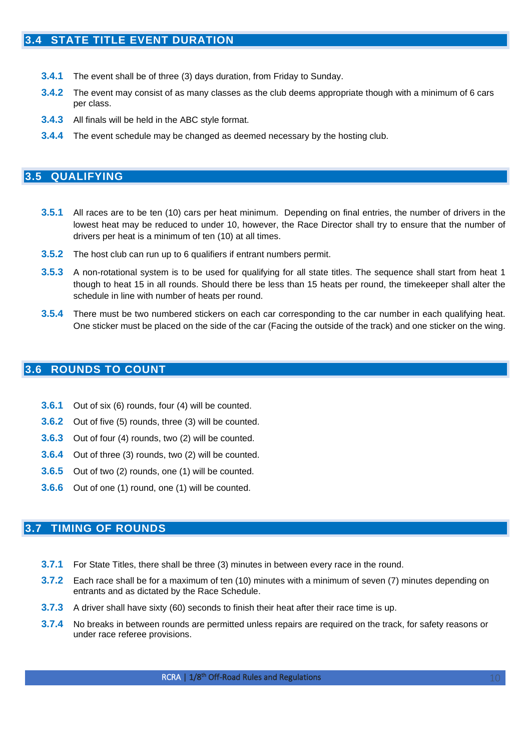## 3.4 STATE TITLE EVENT DURATION

**3.4.1** The event shall be of three (3) days duration, from Friday to Sunday.

**3.4.2** The event may consist of as many classes as the club deems appropriate though with a minimum of 6 cars per class.

**3.4.3** All finals will be held in the ABC style format.

**3.4.4** The event schedule may be changed as deemed necessary by the hosting club.

## 3.5 QUALIFYING

**3.5.1** All races are to be ten (10) cars per heat minimum. Depending on final entries, the number of drivers in the lowest heat may be reduced to under 10, however, the Race Director shall try to ensure that the number of drivers per heat is a minimum of ten (10) at all times.

**3.5.2** The host club can run up to 6 qualifiers if entrant numbers permit.

**3.5.3** A non-rotational system is to be used for qualifying for all state titles. The sequence shall start from heat 1 though to heat 15 in all rounds. Should there be less than 15 heats per round, the timekeeper shall alter the schedule in line with number of heats per round.

**3.5.4** There must be two numbered stickers on each car corresponding to the car number in each qualifying heat. One sticker must be placed on the side of the car (Facing the outside of the track) and one sticker on the wing.

## 3.6 ROUNDS TO COUNT

**3.6.1** Out of six (6) rounds, four (4) will be counted.

**3.6.2** Out of five (5) rounds, three (3) will be counted.

**3.6.3** Out of four (4) rounds, two (2) will be counted.

**3.6.4** Out of three (3) rounds, two (2) will be counted.

**3.6.5** Out of two (2) rounds, one (1) will be counted.

**3.6.6** Out of one (1) round, one (1) will be counted.

## 3.7 TIMING OF ROUNDS

**3.7.1** For State Titles, there shall be three (3) minutes in between every race in the round.

**3.7.2** Each race shall be for a maximum of ten (10) minutes with a minimum of seven (7) minutes depending on entrants and as dictated by the Race Schedule.

**3.7.3** A driver shall have sixty (60) seconds to finish their heat after their race time is up.

**3.7.4** No breaks in between rounds are permitted unless repairs are required on the track, for safety reasons or under race referee provisions.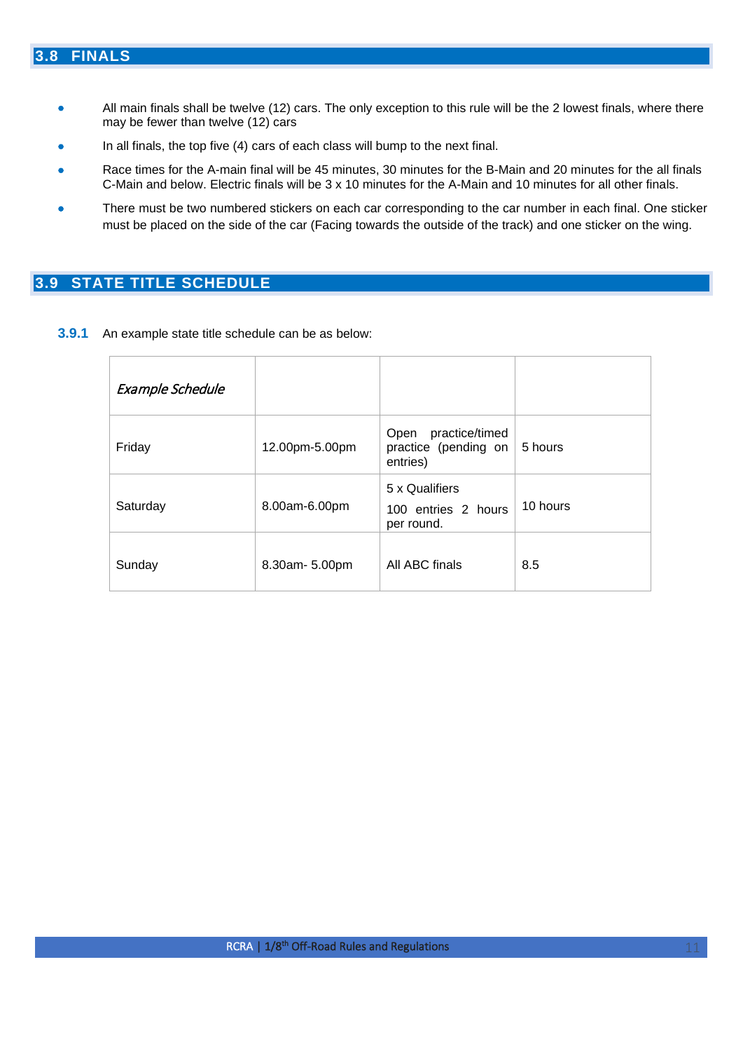## 3.8 FINALS

- All main finals shall be twelve (12) cars. The only exception to this rule will be the 2 lowest finals, where there may be fewer than twelve (12) cars
- In all finals, the top five (4) cars of each class will bump to the next final.
- Race times for the A-main final will be 45 minutes, 30 minutes for the B-Main and 20 minutes for the all finals C-Main and below. Electric finals will be 3 x 10 minutes for the A-Main and 10 minutes for all other finals.
- There must be two numbered stickers on each car corresponding to the car number in each final. One sticker must be placed on the side of the car (Facing towards the outside of the track) and one sticker on the wing.

## 3.9 STATE TITLE SCHEDULE

**3.9.1** An example state title schedule can be as below:

| *Example Schedule* | | | |
|---|---|---|---|
| Friday | 12.00pm-5.00pm | Open practice/timed practice (pending on entries) | 5 hours |
| Saturday | 8.00am-6.00pm | 5 x Qualifiers<br>100 entries 2 hours per round. | 10 hours |
| Sunday | 8.30am- 5.00pm | All ABC finals | 8.5 |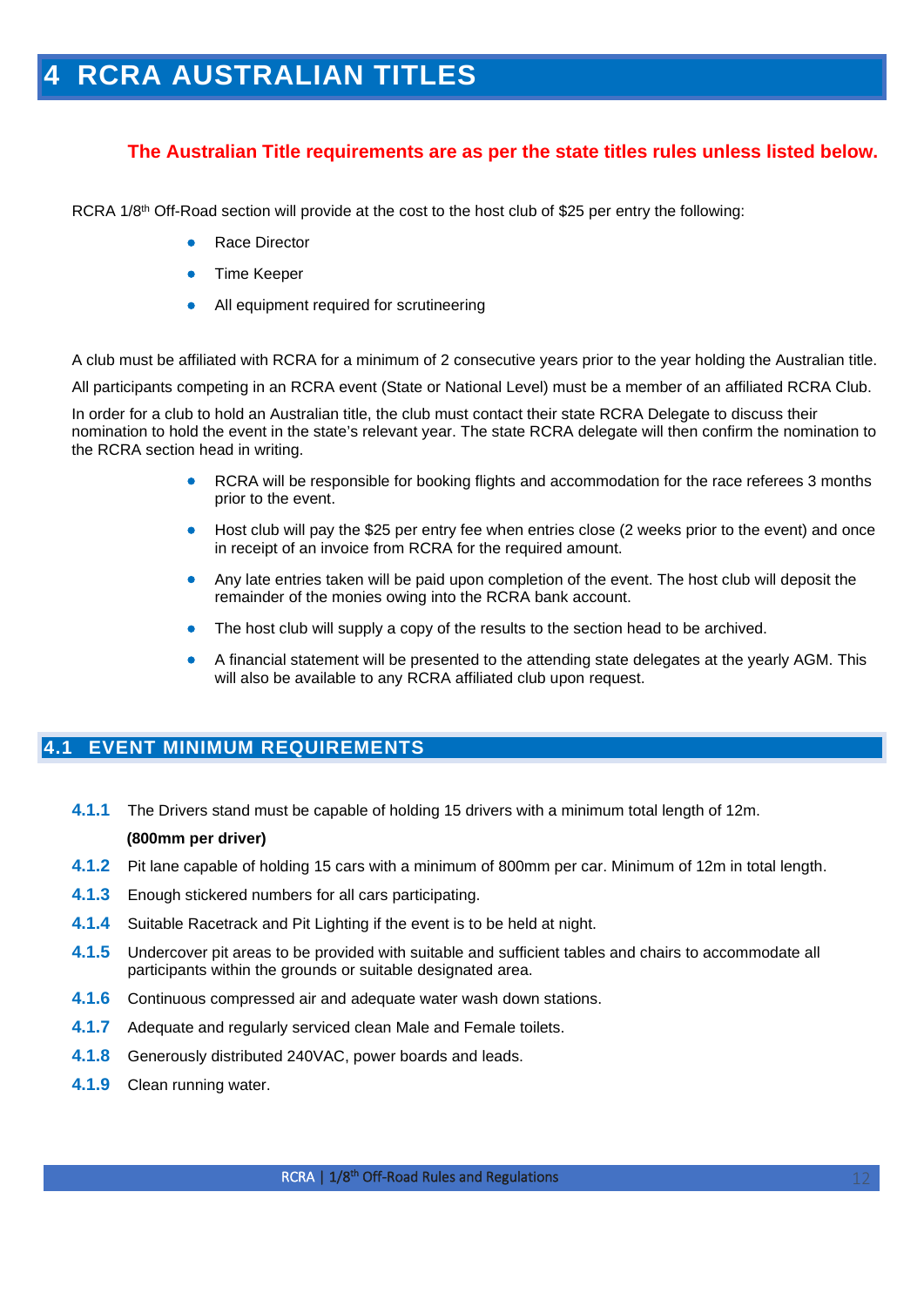# 4 RCRA AUSTRALIAN TITLES

**The Australian Title requirements are as per the state titles rules unless listed below.**

RCRA 1/8th Off-Road section will provide at the cost to the host club of $25 per entry the following:

- Race Director
- Time Keeper
- All equipment required for scrutineering

A club must be affiliated with RCRA for a minimum of 2 consecutive years prior to the year holding the Australian title.

All participants competing in an RCRA event (State or National Level) must be a member of an affiliated RCRA Club.

In order for a club to hold an Australian title, the club must contact their state RCRA Delegate to discuss their nomination to hold the event in the state's relevant year. The state RCRA delegate will then confirm the nomination to the RCRA section head in writing.

- RCRA will be responsible for booking flights and accommodation for the race referees 3 months prior to the event.
- Host club will pay the $25 per entry fee when entries close (2 weeks prior to the event) and once in receipt of an invoice from RCRA for the required amount.
- Any late entries taken will be paid upon completion of the event. The host club will deposit the remainder of the monies owing into the RCRA bank account.
- The host club will supply a copy of the results to the section head to be archived.
- A financial statement will be presented to the attending state delegates at the yearly AGM. This will also be available to any RCRA affiliated club upon request.

## 4.1 EVENT MINIMUM REQUIREMENTS

**4.1.1** The Drivers stand must be capable of holding 15 drivers with a minimum total length of 12m. **(800mm per driver)**

**4.1.2** Pit lane capable of holding 15 cars with a minimum of 800mm per car. Minimum of 12m in total length.

**4.1.3** Enough stickered numbers for all cars participating.

**4.1.4** Suitable Racetrack and Pit Lighting if the event is to be held at night.

**4.1.5** Undercover pit areas to be provided with suitable and sufficient tables and chairs to accommodate all participants within the grounds or suitable designated area.

**4.1.6** Continuous compressed air and adequate water wash down stations.

**4.1.7** Adequate and regularly serviced clean Male and Female toilets.

**4.1.8** Generously distributed 240VAC, power boards and leads.

**4.1.9** Clean running water.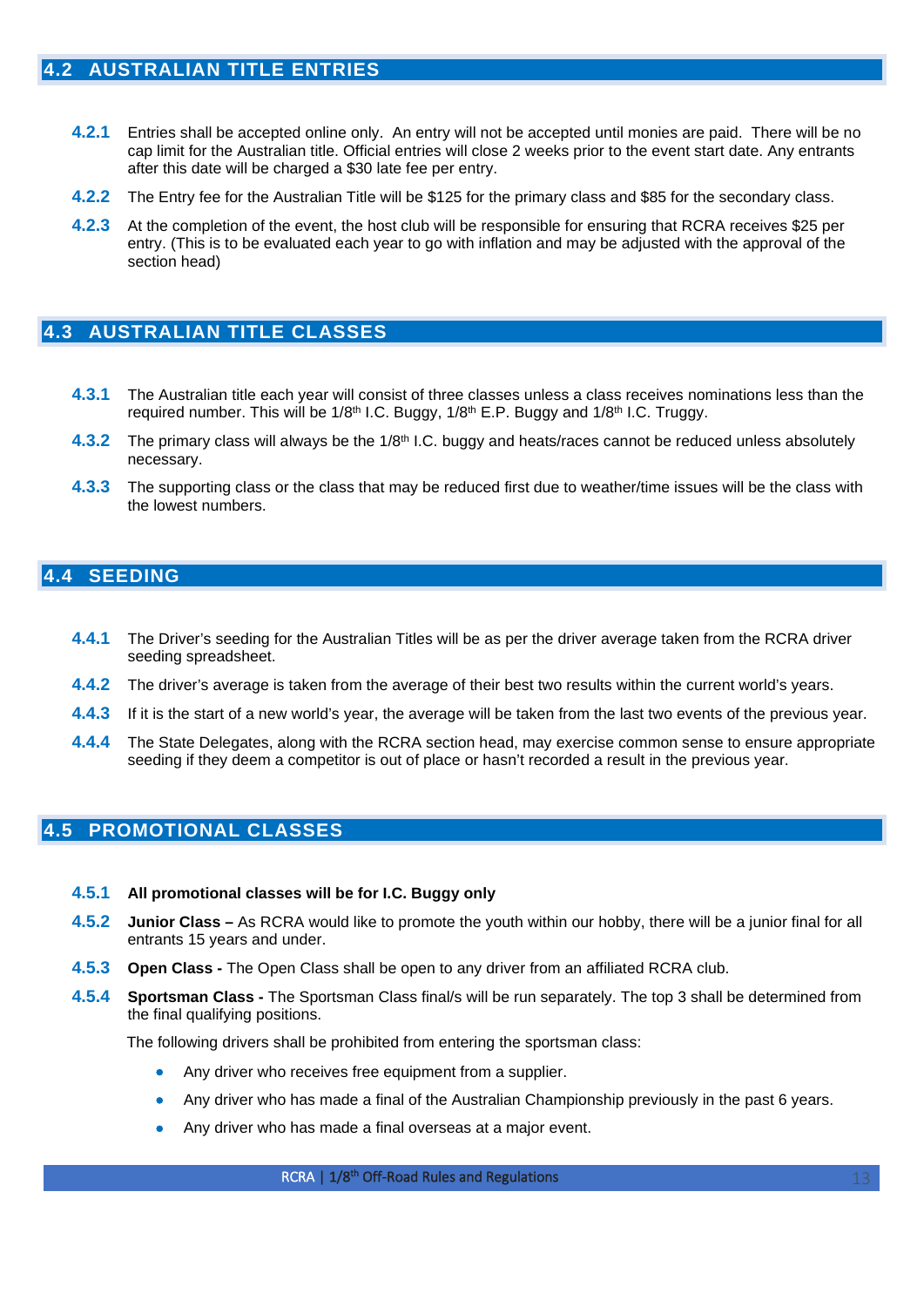## 4.2 AUSTRALIAN TITLE ENTRIES

**4.2.1** Entries shall be accepted online only. An entry will not be accepted until monies are paid. There will be no cap limit for the Australian title. Official entries will close 2 weeks prior to the event start date. Any entrants after this date will be charged a $30 late fee per entry.

**4.2.2** The Entry fee for the Australian Title will be $125 for the primary class and $85 for the secondary class.

**4.2.3** At the completion of the event, the host club will be responsible for ensuring that RCRA receives $25 per entry. (This is to be evaluated each year to go with inflation and may be adjusted with the approval of the section head)

## 4.3 AUSTRALIAN TITLE CLASSES

**4.3.1** The Australian title each year will consist of three classes unless a class receives nominations less than the required number. This will be 1/8th I.C. Buggy, 1/8th E.P. Buggy and 1/8th I.C. Truggy.

**4.3.2** The primary class will always be the 1/8th I.C. buggy and heats/races cannot be reduced unless absolutely necessary.

**4.3.3** The supporting class or the class that may be reduced first due to weather/time issues will be the class with the lowest numbers.

## 4.4 SEEDING

**4.4.1** The Driver's seeding for the Australian Titles will be as per the driver average taken from the RCRA driver seeding spreadsheet.

**4.4.2** The driver's average is taken from the average of their best two results within the current world's years.

**4.4.3** If it is the start of a new world's year, the average will be taken from the last two events of the previous year.

**4.4.4** The State Delegates, along with the RCRA section head, may exercise common sense to ensure appropriate seeding if they deem a competitor is out of place or hasn't recorded a result in the previous year.

## 4.5 PROMOTIONAL CLASSES

**4.5.1** **All promotional classes will be for I.C. Buggy only**

**4.5.2** **Junior Class –** As RCRA would like to promote the youth within our hobby, there will be a junior final for all entrants 15 years and under.

**4.5.3** **Open Class -** The Open Class shall be open to any driver from an affiliated RCRA club.

**4.5.4** **Sportsman Class -** The Sportsman Class final/s will be run separately. The top 3 shall be determined from the final qualifying positions.

The following drivers shall be prohibited from entering the sportsman class:

- Any driver who receives free equipment from a supplier.
- Any driver who has made a final of the Australian Championship previously in the past 6 years.
- Any driver who has made a final overseas at a major event.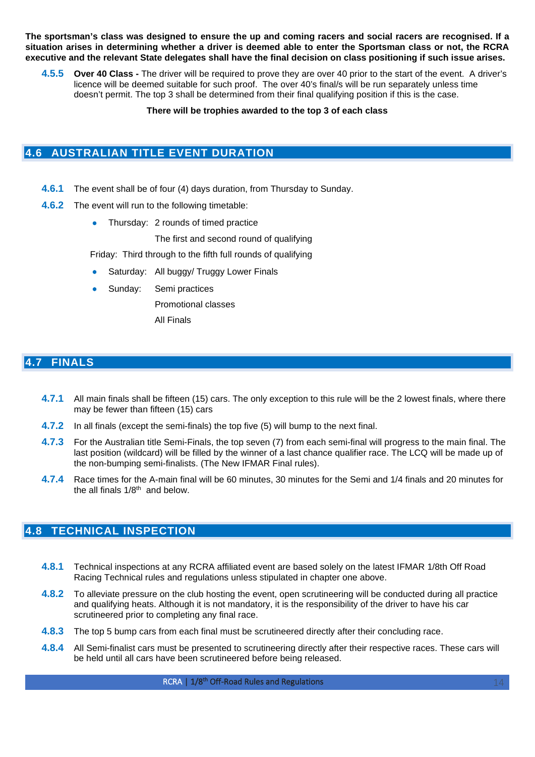**The sportsman's class was designed to ensure the up and coming racers and social racers are recognised. If a situation arises in determining whether a driver is deemed able to enter the Sportsman class or not, the RCRA executive and the relevant State delegates shall have the final decision on class positioning if such issue arises.**

**4.5.5** **Over 40 Class -** The driver will be required to prove they are over 40 prior to the start of the event. A driver's licence will be deemed suitable for such proof. The over 40's final/s will be run separately unless time doesn't permit. The top 3 shall be determined from their final qualifying position if this is the case.

**There will be trophies awarded to the top 3 of each class**

## 4.6 AUSTRALIAN TITLE EVENT DURATION

**4.6.1** The event shall be of four (4) days duration, from Thursday to Sunday.

**4.6.2** The event will run to the following timetable:

- Thursday: 2 rounds of timed practice
  The first and second round of qualifying

Friday: Third through to the fifth full rounds of qualifying

- Saturday: All buggy/ Truggy Lower Finals
- Sunday: Semi practices
  Promotional classes
  All Finals

## 4.7 FINALS

**4.7.1** All main finals shall be fifteen (15) cars. The only exception to this rule will be the 2 lowest finals, where there may be fewer than fifteen (15) cars

**4.7.2** In all finals (except the semi-finals) the top five (5) will bump to the next final.

**4.7.3** For the Australian title Semi-Finals, the top seven (7) from each semi-final will progress to the main final. The last position (wildcard) will be filled by the winner of a last chance qualifier race. The LCQ will be made up of the non-bumping semi-finalists. (The New IFMAR Final rules).

**4.7.4** Race times for the A-main final will be 60 minutes, 30 minutes for the Semi and 1/4 finals and 20 minutes for the all finals 1/8th and below.

## 4.8 TECHNICAL INSPECTION

**4.8.1** Technical inspections at any RCRA affiliated event are based solely on the latest IFMAR 1/8th Off Road Racing Technical rules and regulations unless stipulated in chapter one above.

**4.8.2** To alleviate pressure on the club hosting the event, open scrutineering will be conducted during all practice and qualifying heats. Although it is not mandatory, it is the responsibility of the driver to have his car scrutineered prior to completing any final race.

**4.8.3** The top 5 bump cars from each final must be scrutineered directly after their concluding race.

**4.8.4** All Semi-finalist cars must be presented to scrutineering directly after their respective races. These cars will be held until all cars have been scrutineered before being released.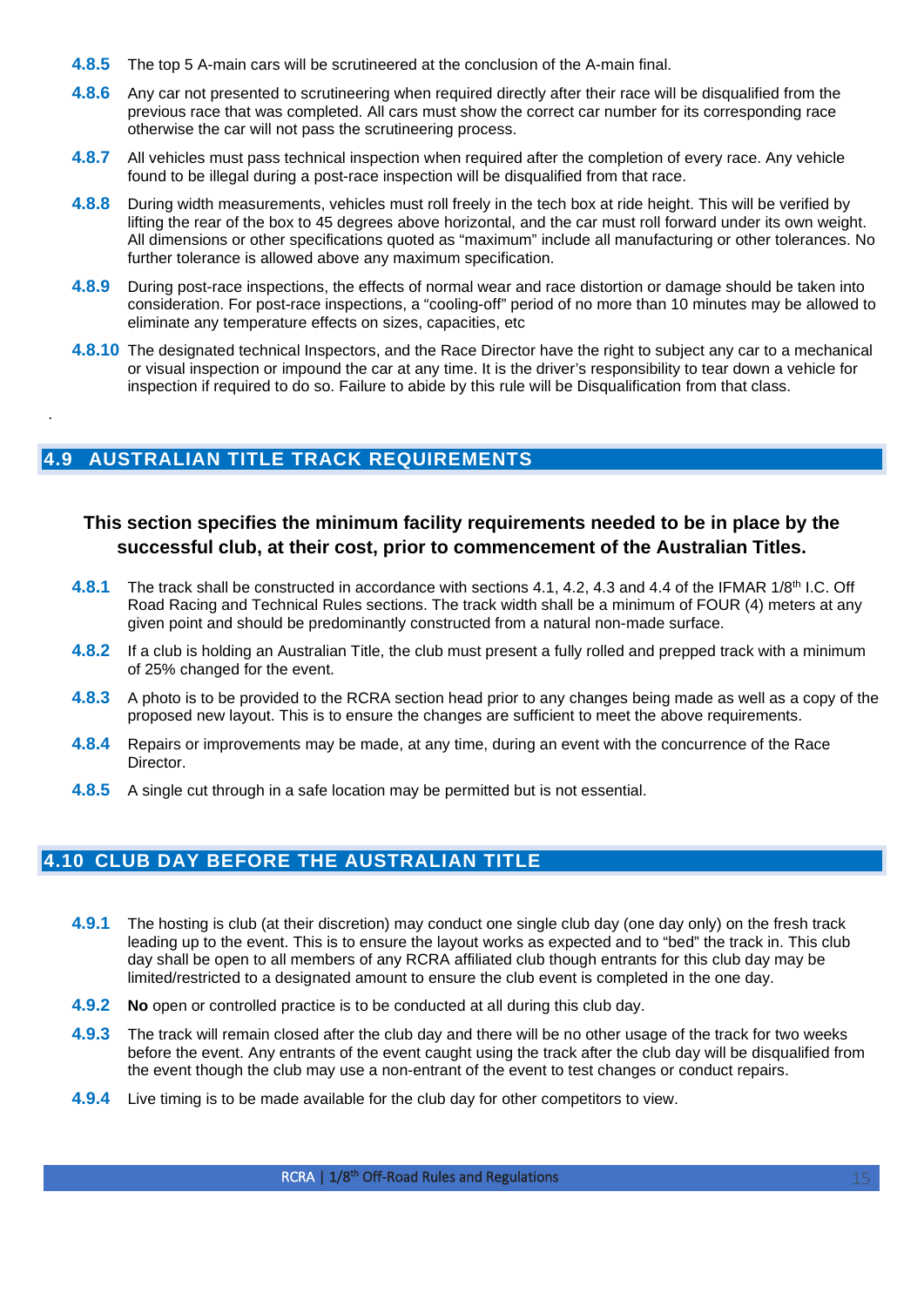**4.8.5** The top 5 A-main cars will be scrutineered at the conclusion of the A-main final.

**4.8.6** Any car not presented to scrutineering when required directly after their race will be disqualified from the previous race that was completed. All cars must show the correct car number for its corresponding race otherwise the car will not pass the scrutineering process.

**4.8.7** All vehicles must pass technical inspection when required after the completion of every race. Any vehicle found to be illegal during a post-race inspection will be disqualified from that race.

**4.8.8** During width measurements, vehicles must roll freely in the tech box at ride height. This will be verified by lifting the rear of the box to 45 degrees above horizontal, and the car must roll forward under its own weight. All dimensions or other specifications quoted as "maximum" include all manufacturing or other tolerances. No further tolerance is allowed above any maximum specification.

**4.8.9** During post-race inspections, the effects of normal wear and race distortion or damage should be taken into consideration. For post-race inspections, a "cooling-off" period of no more than 10 minutes may be allowed to eliminate any temperature effects on sizes, capacities, etc

**4.8.10** The designated technical Inspectors, and the Race Director have the right to subject any car to a mechanical or visual inspection or impound the car at any time. It is the driver's responsibility to tear down a vehicle for inspection if required to do so. Failure to abide by this rule will be Disqualification from that class.

.

## 4.9 AUSTRALIAN TITLE TRACK REQUIREMENTS

**This section specifies the minimum facility requirements needed to be in place by the successful club, at their cost, prior to commencement of the Australian Titles.**

**4.8.1** The track shall be constructed in accordance with sections 4.1, 4.2, 4.3 and 4.4 of the IFMAR 1/8th I.C. Off Road Racing and Technical Rules sections. The track width shall be a minimum of FOUR (4) meters at any given point and should be predominantly constructed from a natural non-made surface.

**4.8.2** If a club is holding an Australian Title, the club must present a fully rolled and prepped track with a minimum of 25% changed for the event.

**4.8.3** A photo is to be provided to the RCRA section head prior to any changes being made as well as a copy of the proposed new layout. This is to ensure the changes are sufficient to meet the above requirements.

**4.8.4** Repairs or improvements may be made, at any time, during an event with the concurrence of the Race Director.

**4.8.5** A single cut through in a safe location may be permitted but is not essential.

## 4.10 CLUB DAY BEFORE THE AUSTRALIAN TITLE

**4.9.1** The hosting is club (at their discretion) may conduct one single club day (one day only) on the fresh track leading up to the event. This is to ensure the layout works as expected and to "bed" the track in. This club day shall be open to all members of any RCRA affiliated club though entrants for this club day may be limited/restricted to a designated amount to ensure the club event is completed in the one day.

**4.9.2** **No** open or controlled practice is to be conducted at all during this club day.

**4.9.3** The track will remain closed after the club day and there will be no other usage of the track for two weeks before the event. Any entrants of the event caught using the track after the club day will be disqualified from the event though the club may use a non-entrant of the event to test changes or conduct repairs.

**4.9.4** Live timing is to be made available for the club day for other competitors to view.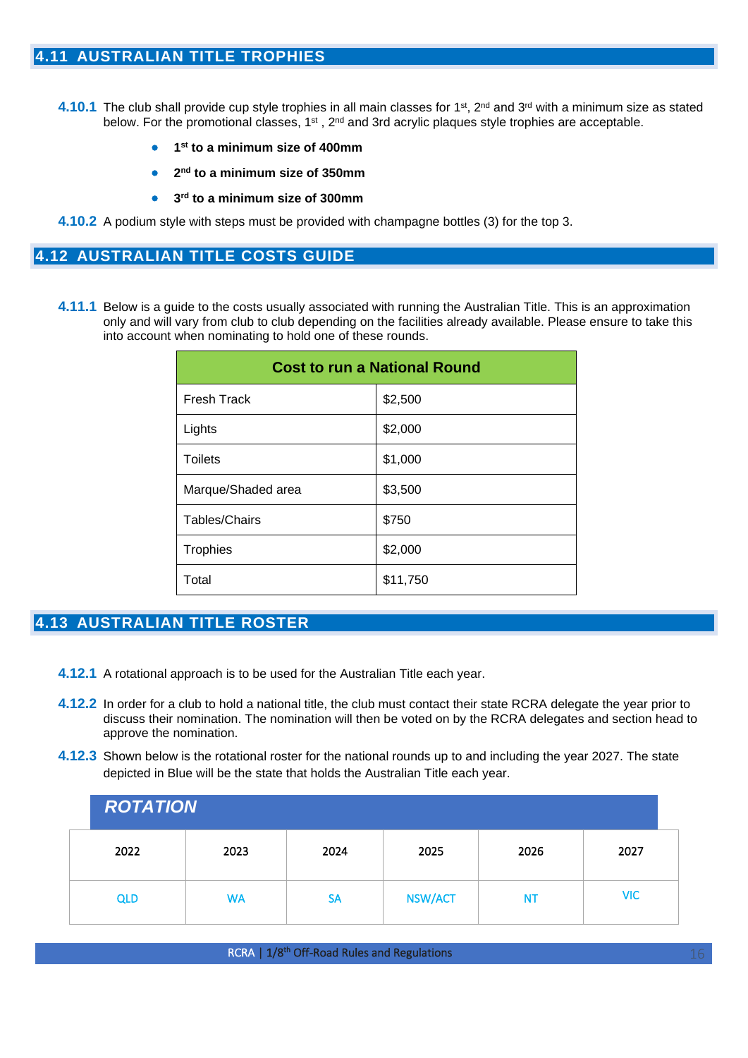## 4.11 AUSTRALIAN TITLE TROPHIES

**4.10.1** The club shall provide cup style trophies in all main classes for 1st, 2nd and 3rd with a minimum size as stated below. For the promotional classes, 1st , 2nd and 3rd acrylic plaques style trophies are acceptable.

- **1st to a minimum size of 400mm**
- **2nd to a minimum size of 350mm**
- **3rd to a minimum size of 300mm**

**4.10.2** A podium style with steps must be provided with champagne bottles (3) for the top 3.

## 4.12 AUSTRALIAN TITLE COSTS GUIDE

**4.11.1** Below is a guide to the costs usually associated with running the Australian Title. This is an approximation only and will vary from club to club depending on the facilities already available. Please ensure to take this into account when nominating to hold one of these rounds.

| Cost to run a National Round | |
|---|---|
| Fresh Track | $2,500 |
| Lights | $2,000 |
| Toilets | $1,000 |
| Marque/Shaded area | $3,500 |
| Tables/Chairs | $750 |
| Trophies | $2,000 |
| Total | $11,750 |

## 4.13 AUSTRALIAN TITLE ROSTER

**4.12.1** A rotational approach is to be used for the Australian Title each year.

**4.12.2** In order for a club to hold a national title, the club must contact their state RCRA delegate the year prior to discuss their nomination. The nomination will then be voted on by the RCRA delegates and section head to approve the nomination.

**4.12.3** Shown below is the rotational roster for the national rounds up to and including the year 2027. The state depicted in Blue will be the state that holds the Australian Title each year.

| *ROTATION* | | | | | |
|---|---|---|---|---|---|
| 2022 | 2023 | 2024 | 2025 | 2026 | 2027 |
| QLD | WA | SA | NSW/ACT | NT | VIC |